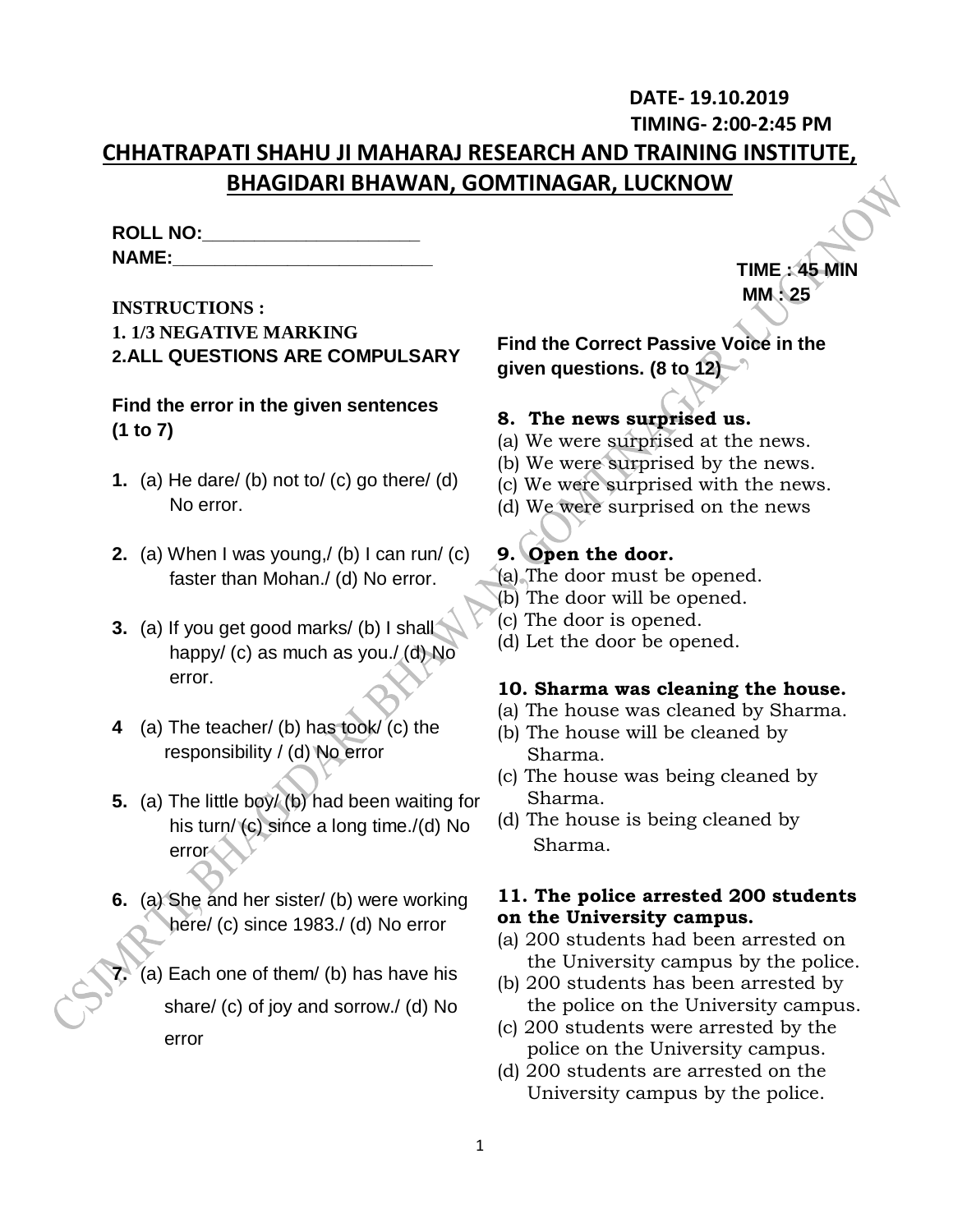**DATE- 19.10.2019**
**TIMING- 2:00-2:45 PM**

# CHHATRAPATI SHAHU JI MAHARAJ RESEARCH AND TRAINING INSTITUTE, BHAGIDARI BHAWAN, GOMTINAGAR, LUCKNOW

**ROLL NO:_____________________**
**NAME:__________________________**

**TIME : 45 MIN**
**MM : 25**

**INSTRUCTIONS :**
**1. 1/3 NEGATIVE MARKING**
**2.ALL QUESTIONS ARE COMPULSARY**

**Find the error in the given sentences (1 to 7)**

**1.** (a) He dare/ (b) not to/ (c) go there/ (d) No error.

**2.** (a) When I was young,/ (b) I can run/ (c) faster than Mohan./ (d) No error.

**3.** (a) If you get good marks/ (b) I shall happy/ (c) as much as you./ (d) No error.

**4** (a) The teacher/ (b) has took/ (c) the responsibility / (d) No error

**5.** (a) The little boy/ (b) had been waiting for his turn/ (c) since a long time./(d) No error

**6.** (a) She and her sister/ (b) were working here/ (c) since 1983./ (d) No error

**7.** (a) Each one of them/ (b) has have his share/ (c) of joy and sorrow./ (d) No error

**Find the Correct Passive Voice in the given questions. (8 to 12)**

**8. The news surprised us.**
(a) We were surprised at the news.
(b) We were surprised by the news.
(c) We were surprised with the news.
(d) We were surprised on the news

**9. Open the door.**
(a) The door must be opened.
(b) The door will be opened.
(c) The door is opened.
(d) Let the door be opened.

**10. Sharma was cleaning the house.**
(a) The house was cleaned by Sharma.
(b) The house will be cleaned by Sharma.
(c) The house was being cleaned by Sharma.
(d) The house is being cleaned by Sharma.

**11. The police arrested 200 students on the University campus.**
(a) 200 students had been arrested on the University campus by the police.
(b) 200 students has been arrested by the police on the University campus.
(c) 200 students were arrested by the police on the University campus.
(d) 200 students are arrested on the University campus by the police.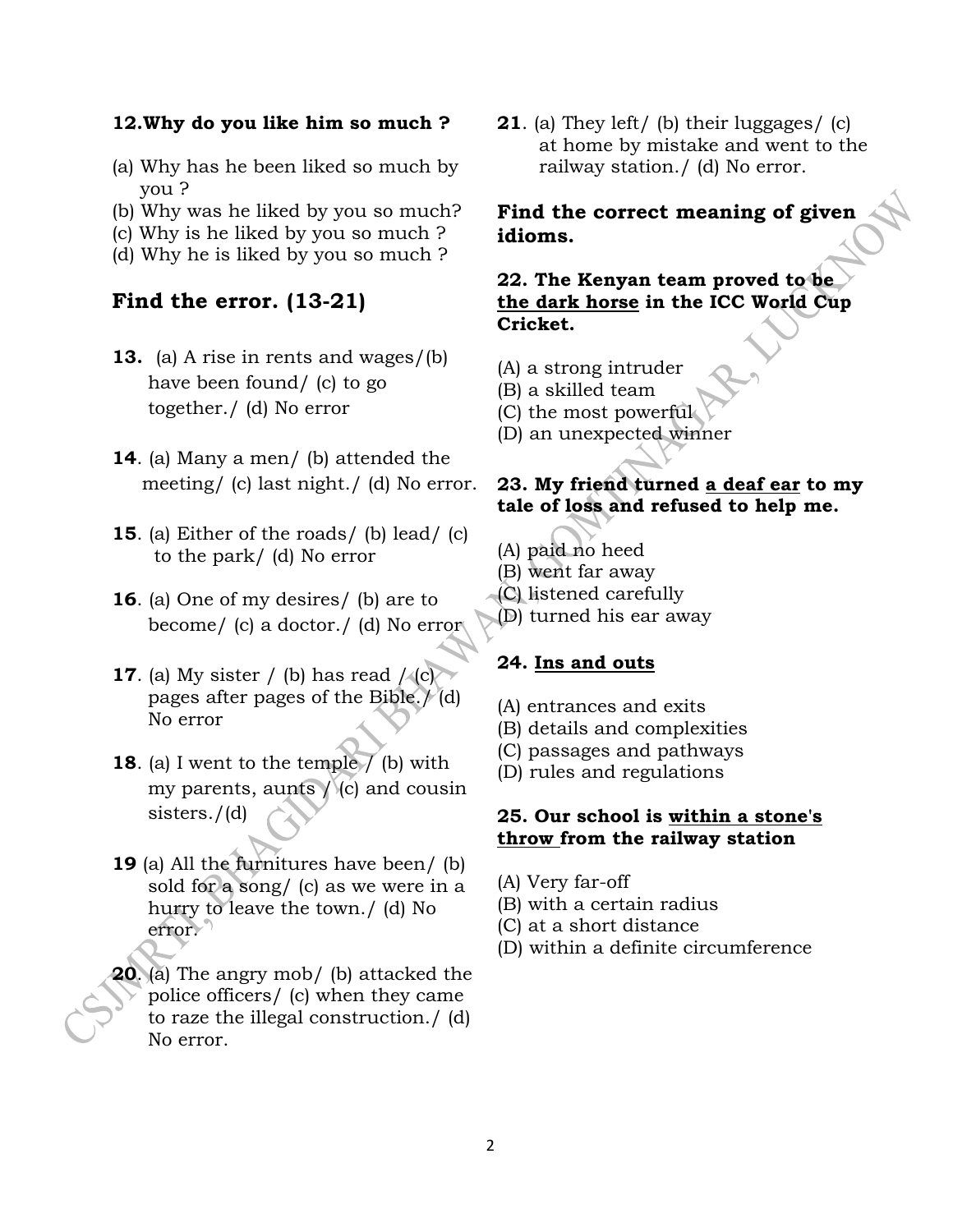**12.Why do you like him so much ?**

(a) Why has he been liked so much by you ?
(b) Why was he liked by you so much?
(c) Why is he liked by you so much ?
(d) Why he is liked by you so much ?

## Find the error. (13-21)

**13.** (a) A rise in rents and wages/(b) have been found/ (c) to go together./ (d) No error

**14**. (a) Many a men/ (b) attended the meeting/ (c) last night./ (d) No error.

**15**. (a) Either of the roads/ (b) lead/ (c) to the park/ (d) No error

**16**. (a) One of my desires/ (b) are to become/ (c) a doctor./ (d) No error

**17**. (a) My sister / (b) has read / (c) pages after pages of the Bible./ (d) No error

**18**. (a) I went to the temple / (b) with my parents, aunts / (c) and cousin sisters./(d)

**19** (a) All the furnitures have been/ (b) sold for a song/ (c) as we were in a hurry to leave the town./ (d) No error.

**20**. (a) The angry mob/ (b) attacked the police officers/ (c) when they came to raze the illegal construction./ (d) No error.

**21**. (a) They left/ (b) their luggages/ (c) at home by mistake and went to the railway station./ (d) No error.

**Find the correct meaning of given idioms.**

**22. The Kenyan team proved to be <u>the dark horse</u> in the ICC World Cup Cricket.**

(A) a strong intruder
(B) a skilled team
(C) the most powerful
(D) an unexpected winner

**23. My friend turned <u>a deaf ear</u> to my tale of loss and refused to help me.**

(A) paid no heed
(B) went far away
(C) listened carefully
(D) turned his ear away

**24. <u>Ins and outs</u>**

(A) entrances and exits
(B) details and complexities
(C) passages and pathways
(D) rules and regulations

**25. Our school is <u>within a stone's throw</u> from the railway station**

(A) Very far-off
(B) with a certain radius
(C) at a short distance
(D) within a definite circumference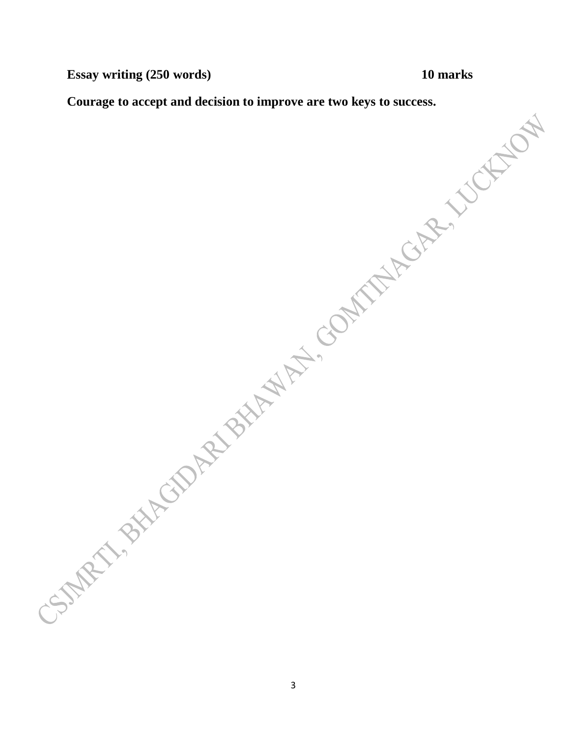**Essay writing (250 words)** **10 marks**

**Courage to accept and decision to improve are two keys to success.**